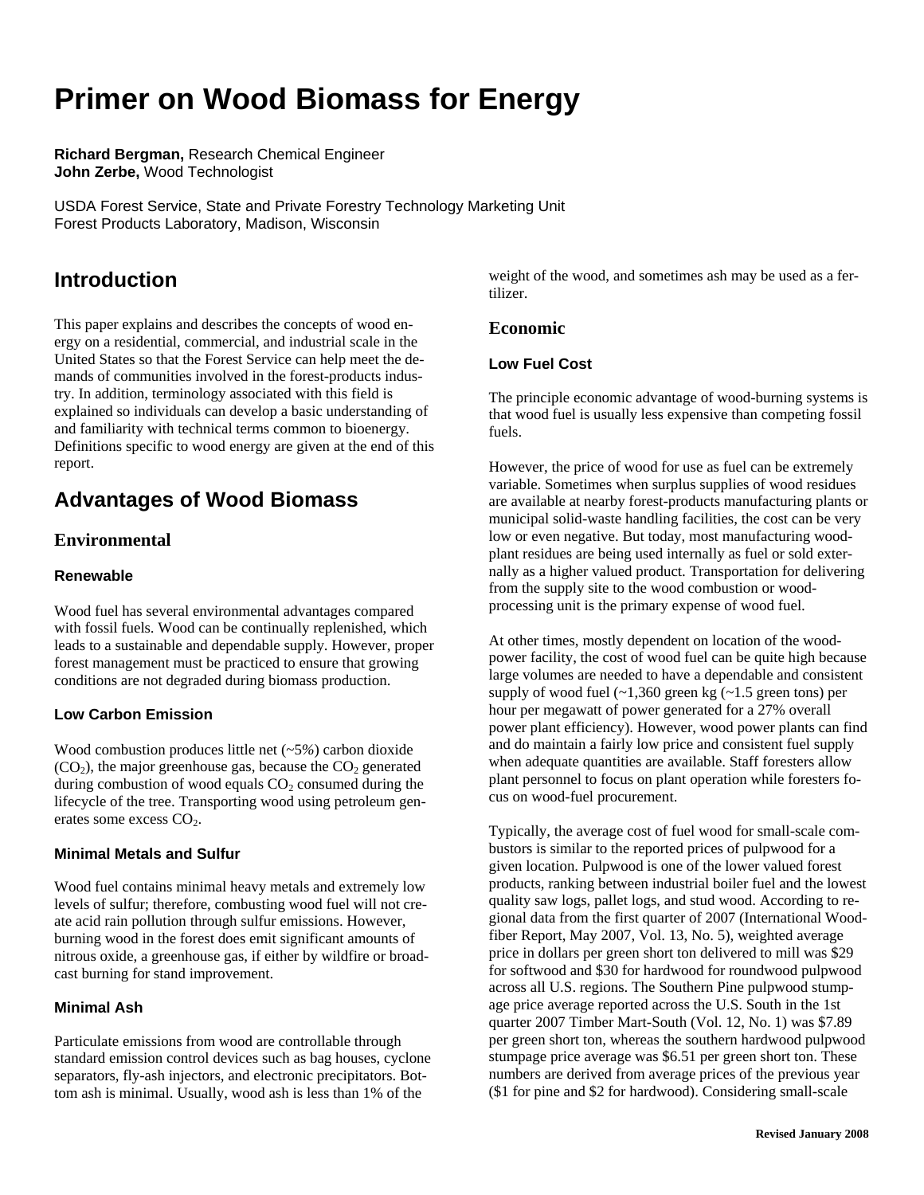# Primer on Wood Biomass for Energy

**Richard Bergman,** Research Chemical Engineer
**John Zerbe,** Wood Technologist

USDA Forest Service, State and Private Forestry Technology Marketing Unit
Forest Products Laboratory, Madison, Wisconsin

## Introduction

This paper explains and describes the concepts of wood energy on a residential, commercial, and industrial scale in the United States so that the Forest Service can help meet the demands of communities involved in the forest-products industry. In addition, terminology associated with this field is explained so individuals can develop a basic understanding of and familiarity with technical terms common to bioenergy. Definitions specific to wood energy are given at the end of this report.

## Advantages of Wood Biomass

### Environmental

#### Renewable

Wood fuel has several environmental advantages compared with fossil fuels. Wood can be continually replenished, which leads to a sustainable and dependable supply. However, proper forest management must be practiced to ensure that growing conditions are not degraded during biomass production.

#### Low Carbon Emission

Wood combustion produces little net (~5%) carbon dioxide ($CO_2$), the major greenhouse gas, because the $CO_2$ generated during combustion of wood equals $CO_2$ consumed during the lifecycle of the tree. Transporting wood using petroleum generates some excess $CO_2$.

#### Minimal Metals and Sulfur

Wood fuel contains minimal heavy metals and extremely low levels of sulfur; therefore, combusting wood fuel will not create acid rain pollution through sulfur emissions. However, burning wood in the forest does emit significant amounts of nitrous oxide, a greenhouse gas, if either by wildfire or broadcast burning for stand improvement.

#### Minimal Ash

Particulate emissions from wood are controllable through standard emission control devices such as bag houses, cyclone separators, fly-ash injectors, and electronic precipitators. Bottom ash is minimal. Usually, wood ash is less than 1% of the weight of the wood, and sometimes ash may be used as a fertilizer.

### Economic

#### Low Fuel Cost

The principle economic advantage of wood-burning systems is that wood fuel is usually less expensive than competing fossil fuels.

However, the price of wood for use as fuel can be extremely variable. Sometimes when surplus supplies of wood residues are available at nearby forest-products manufacturing plants or municipal solid-waste handling facilities, the cost can be very low or even negative. But today, most manufacturing wood-plant residues are being used internally as fuel or sold externally as a higher valued product. Transportation for delivering from the supply site to the wood combustion or wood-processing unit is the primary expense of wood fuel.

At other times, mostly dependent on location of the wood-power facility, the cost of wood fuel can be quite high because large volumes are needed to have a dependable and consistent supply of wood fuel (~1,360 green kg (~1.5 green tons) per hour per megawatt of power generated for a 27% overall power plant efficiency). However, wood power plants can find and do maintain a fairly low price and consistent fuel supply when adequate quantities are available. Staff foresters allow plant personnel to focus on plant operation while foresters focus on wood-fuel procurement.

Typically, the average cost of fuel wood for small-scale combustors is similar to the reported prices of pulpwood for a given location. Pulpwood is one of the lower valued forest products, ranking between industrial boiler fuel and the lowest quality saw logs, pallet logs, and stud wood. According to regional data from the first quarter of 2007 (International Woodfiber Report, May 2007, Vol. 13, No. 5), weighted average price in dollars per green short ton delivered to mill was $29 for softwood and $30 for hardwood for roundwood pulpwood across all U.S. regions. The Southern Pine pulpwood stumpage price average reported across the U.S. South in the 1st quarter 2007 Timber Mart-South (Vol. 12, No. 1) was $7.89 per green short ton, whereas the southern hardwood pulpwood stumpage price average was $6.51 per green short ton. These numbers are derived from average prices of the previous year ($1 for pine and $2 for hardwood). Considering small-scale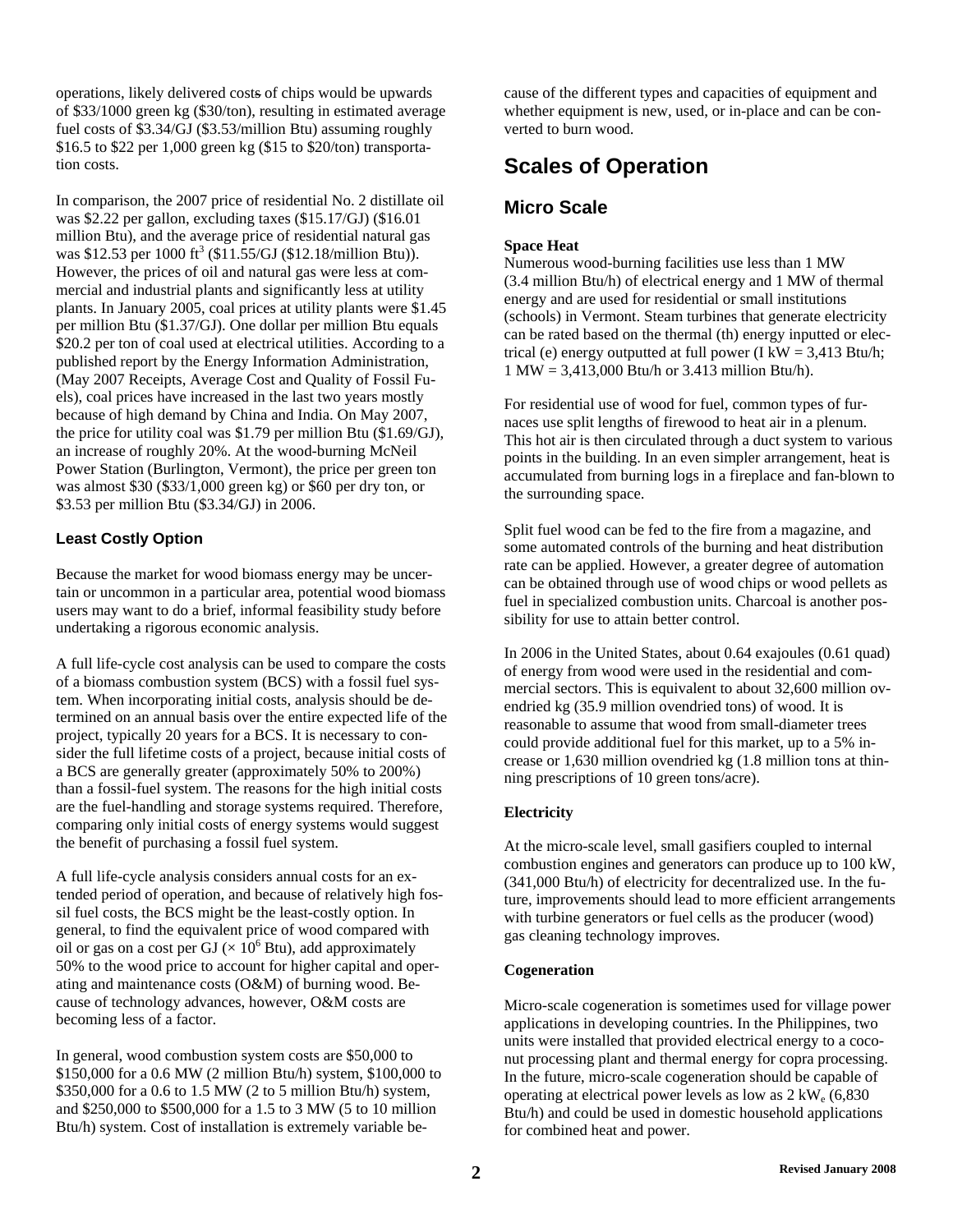operations, likely delivered costs of chips would be upwards of \$33/1000 green kg (\$30/ton), resulting in estimated average fuel costs of \$3.34/GJ (\$3.53/million Btu) assuming roughly \$16.5 to \$22 per 1,000 green kg (\$15 to \$20/ton) transportation costs.

In comparison, the 2007 price of residential No. 2 distillate oil was \$2.22 per gallon, excluding taxes (\$15.17/GJ) (\$16.01 million Btu), and the average price of residential natural gas was \$12.53 per 1000 ft$^3$ (\$11.55/GJ (\$12.18/million Btu)). However, the prices of oil and natural gas were less at commercial and industrial plants and significantly less at utility plants. In January 2005, coal prices at utility plants were \$1.45 per million Btu (\$1.37/GJ). One dollar per million Btu equals \$20.2 per ton of coal used at electrical utilities. According to a published report by the Energy Information Administration, (May 2007 Receipts, Average Cost and Quality of Fossil Fuels), coal prices have increased in the last two years mostly because of high demand by China and India. On May 2007, the price for utility coal was \$1.79 per million Btu (\$1.69/GJ), an increase of roughly 20%. At the wood-burning McNeil Power Station (Burlington, Vermont), the price per green ton was almost \$30 (\$33/1,000 green kg) or \$60 per dry ton, or \$3.53 per million Btu (\$3.34/GJ) in 2006.

### Least Costly Option

Because the market for wood biomass energy may be uncertain or uncommon in a particular area, potential wood biomass users may want to do a brief, informal feasibility study before undertaking a rigorous economic analysis.

A full life-cycle cost analysis can be used to compare the costs of a biomass combustion system (BCS) with a fossil fuel system. When incorporating initial costs, analysis should be determined on an annual basis over the entire expected life of the project, typically 20 years for a BCS. It is necessary to consider the full lifetime costs of a project, because initial costs of a BCS are generally greater (approximately 50% to 200%) than a fossil-fuel system. The reasons for the high initial costs are the fuel-handling and storage systems required. Therefore, comparing only initial costs of energy systems would suggest the benefit of purchasing a fossil fuel system.

A full life-cycle analysis considers annual costs for an extended period of operation, and because of relatively high fossil fuel costs, the BCS might be the least-costly option. In general, to find the equivalent price of wood compared with oil or gas on a cost per GJ ($\times 10^6$ Btu), add approximately 50% to the wood price to account for higher capital and operating and maintenance costs (O&M) of burning wood. Because of technology advances, however, O&M costs are becoming less of a factor.

In general, wood combustion system costs are \$50,000 to \$150,000 for a 0.6 MW (2 million Btu/h) system, \$100,000 to \$350,000 for a 0.6 to 1.5 MW (2 to 5 million Btu/h) system, and \$250,000 to \$500,000 for a 1.5 to 3 MW (5 to 10 million Btu/h) system. Cost of installation is extremely variable because of the different types and capacities of equipment and whether equipment is new, used, or in-place and can be converted to burn wood.

## Scales of Operation

### Micro Scale

**Space Heat**

Numerous wood-burning facilities use less than 1 MW (3.4 million Btu/h) of electrical energy and 1 MW of thermal energy and are used for residential or small institutions (schools) in Vermont. Steam turbines that generate electricity can be rated based on the thermal (th) energy inputted or electrical (e) energy outputted at full power (I kW = 3,413 Btu/h; 1 MW = 3,413,000 Btu/h or 3.413 million Btu/h).

For residential use of wood for fuel, common types of furnaces use split lengths of firewood to heat air in a plenum. This hot air is then circulated through a duct system to various points in the building. In an even simpler arrangement, heat is accumulated from burning logs in a fireplace and fan-blown to the surrounding space.

Split fuel wood can be fed to the fire from a magazine, and some automated controls of the burning and heat distribution rate can be applied. However, a greater degree of automation can be obtained through use of wood chips or wood pellets as fuel in specialized combustion units. Charcoal is another possibility for use to attain better control.

In 2006 in the United States, about 0.64 exajoules (0.61 quad) of energy from wood were used in the residential and commercial sectors. This is equivalent to about 32,600 million ovendried kg (35.9 million ovendried tons) of wood. It is reasonable to assume that wood from small-diameter trees could provide additional fuel for this market, up to a 5% increase or 1,630 million ovendried kg (1.8 million tons at thinning prescriptions of 10 green tons/acre).

**Electricity**

At the micro-scale level, small gasifiers coupled to internal combustion engines and generators can produce up to 100 kW, (341,000 Btu/h) of electricity for decentralized use. In the future, improvements should lead to more efficient arrangements with turbine generators or fuel cells as the producer (wood) gas cleaning technology improves.

**Cogeneration**

Micro-scale cogeneration is sometimes used for village power applications in developing countries. In the Philippines, two units were installed that provided electrical energy to a coconut processing plant and thermal energy for copra processing. In the future, micro-scale cogeneration should be capable of operating at electrical power levels as low as 2 $kW_e$ (6,830 Btu/h) and could be used in domestic household applications for combined heat and power.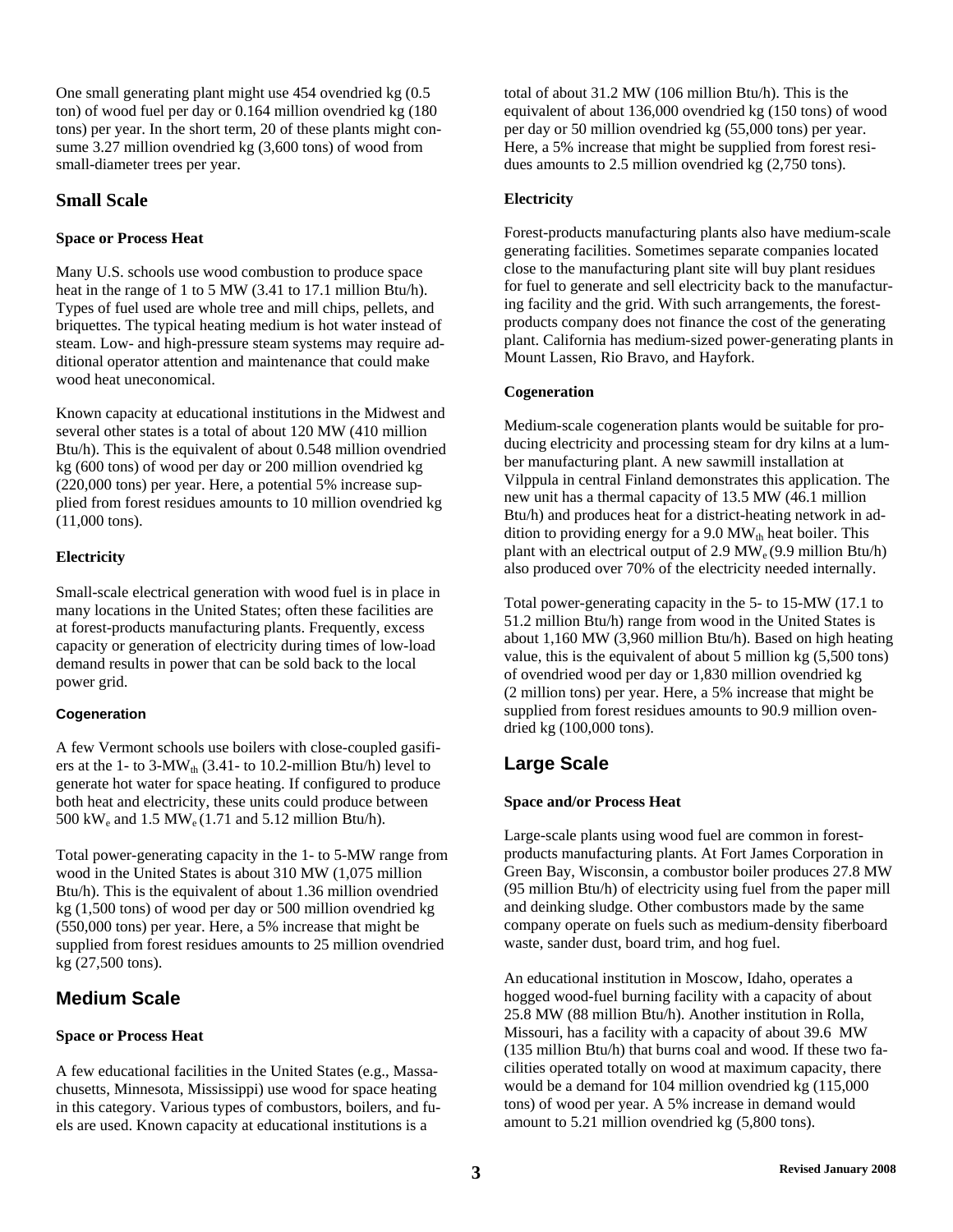One small generating plant might use 454 ovendried kg (0.5 ton) of wood fuel per day or 0.164 million ovendried kg (180 tons) per year. In the short term, 20 of these plants might consume 3.27 million ovendried kg (3,600 tons) of wood from small-diameter trees per year.

## Small Scale

### Space or Process Heat

Many U.S. schools use wood combustion to produce space heat in the range of 1 to 5 MW (3.41 to 17.1 million Btu/h). Types of fuel used are whole tree and mill chips, pellets, and briquettes. The typical heating medium is hot water instead of steam. Low- and high-pressure steam systems may require additional operator attention and maintenance that could make wood heat uneconomical.

Known capacity at educational institutions in the Midwest and several other states is a total of about 120 MW (410 million Btu/h). This is the equivalent of about 0.548 million ovendried kg (600 tons) of wood per day or 200 million ovendried kg (220,000 tons) per year. Here, a potential 5% increase supplied from forest residues amounts to 10 million ovendried kg (11,000 tons).

### Electricity

Small-scale electrical generation with wood fuel is in place in many locations in the United States; often these facilities are at forest-products manufacturing plants. Frequently, excess capacity or generation of electricity during times of low-load demand results in power that can be sold back to the local power grid.

### Cogeneration

A few Vermont schools use boilers with close-coupled gasifiers at the 1- to 3-$MW_{th}$ (3.41- to 10.2-million Btu/h) level to generate hot water for space heating. If configured to produce both heat and electricity, these units could produce between 500 $kW_e$ and 1.5 $MW_e$ (1.71 and 5.12 million Btu/h).

Total power-generating capacity in the 1- to 5-MW range from wood in the United States is about 310 MW (1,075 million Btu/h). This is the equivalent of about 1.36 million ovendried kg (1,500 tons) of wood per day or 500 million ovendried kg (550,000 tons) per year. Here, a 5% increase that might be supplied from forest residues amounts to 25 million ovendried kg (27,500 tons).

## Medium Scale

### Space or Process Heat

A few educational facilities in the United States (e.g., Massachusetts, Minnesota, Mississippi) use wood for space heating in this category. Various types of combustors, boilers, and fuels are used. Known capacity at educational institutions is a total of about 31.2 MW (106 million Btu/h). This is the equivalent of about 136,000 ovendried kg (150 tons) of wood per day or 50 million ovendried kg (55,000 tons) per year. Here, a 5% increase that might be supplied from forest residues amounts to 2.5 million ovendried kg (2,750 tons).

### Electricity

Forest-products manufacturing plants also have medium-scale generating facilities. Sometimes separate companies located close to the manufacturing plant site will buy plant residues for fuel to generate and sell electricity back to the manufacturing facility and the grid. With such arrangements, the forest-products company does not finance the cost of the generating plant. California has medium-sized power-generating plants in Mount Lassen, Rio Bravo, and Hayfork.

### Cogeneration

Medium-scale cogeneration plants would be suitable for producing electricity and processing steam for dry kilns at a lumber manufacturing plant. A new sawmill installation at Vilppula in central Finland demonstrates this application. The new unit has a thermal capacity of 13.5 MW (46.1 million Btu/h) and produces heat for a district-heating network in addition to providing energy for a 9.0 $MW_{th}$ heat boiler. This plant with an electrical output of 2.9 $MW_e$ (9.9 million Btu/h) also produced over 70% of the electricity needed internally.

Total power-generating capacity in the 5- to 15-MW (17.1 to 51.2 million Btu/h) range from wood in the United States is about 1,160 MW (3,960 million Btu/h). Based on high heating value, this is the equivalent of about 5 million kg (5,500 tons) of ovendried wood per day or 1,830 million ovendried kg (2 million tons) per year. Here, a 5% increase that might be supplied from forest residues amounts to 90.9 million ovendried kg (100,000 tons).

## Large Scale

### Space and/or Process Heat

Large-scale plants using wood fuel are common in forest-products manufacturing plants. At Fort James Corporation in Green Bay, Wisconsin, a combustor boiler produces 27.8 MW (95 million Btu/h) of electricity using fuel from the paper mill and deinking sludge. Other combustors made by the same company operate on fuels such as medium-density fiberboard waste, sander dust, board trim, and hog fuel.

An educational institution in Moscow, Idaho, operates a hogged wood-fuel burning facility with a capacity of about 25.8 MW (88 million Btu/h). Another institution in Rolla, Missouri, has a facility with a capacity of about 39.6 MW (135 million Btu/h) that burns coal and wood. If these two facilities operated totally on wood at maximum capacity, there would be a demand for 104 million ovendried kg (115,000 tons) of wood per year. A 5% increase in demand would amount to 5.21 million ovendried kg (5,800 tons).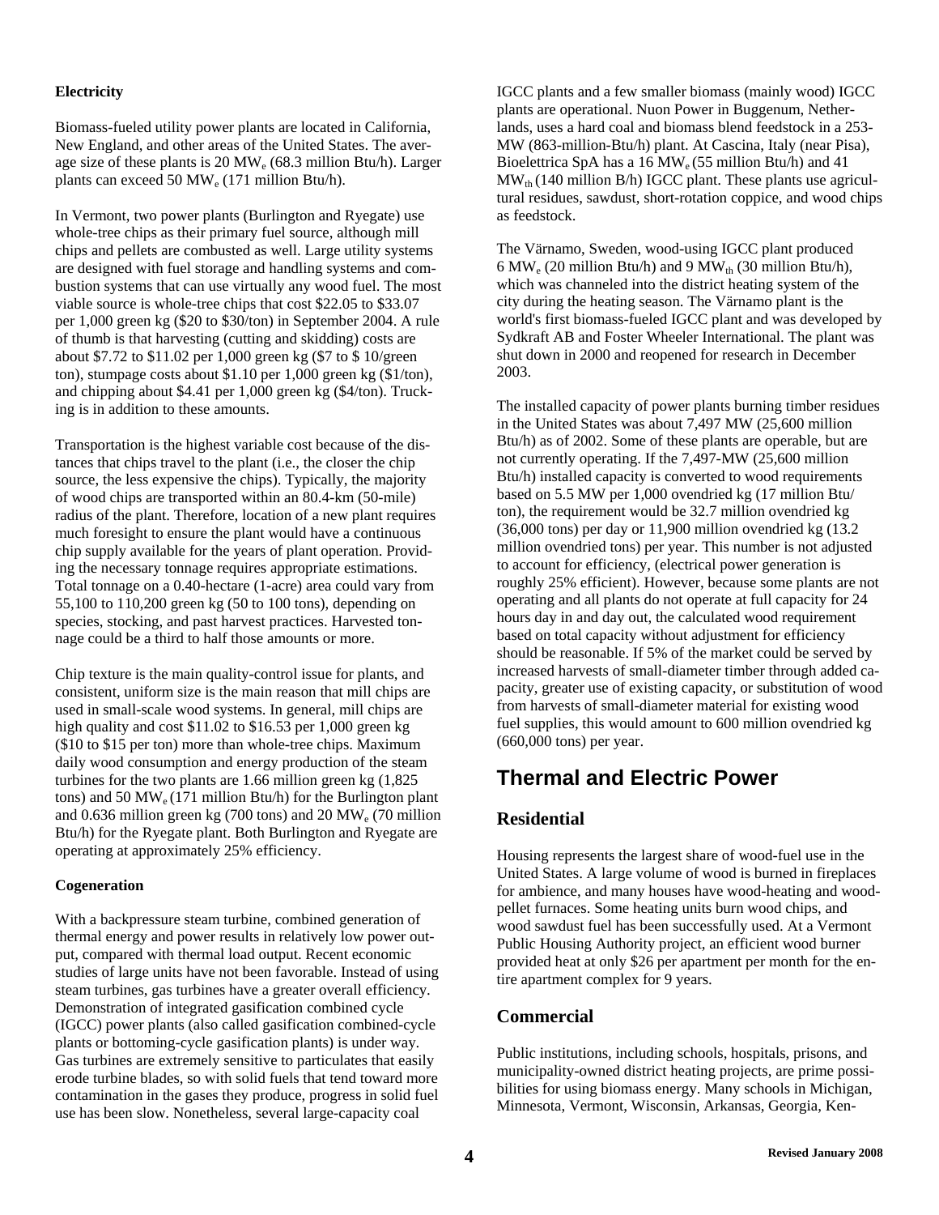**Electricity**

Biomass-fueled utility power plants are located in California, New England, and other areas of the United States. The average size of these plants is 20 $MW_e$ (68.3 million Btu/h). Larger plants can exceed 50 $MW_e$ (171 million Btu/h).

In Vermont, two power plants (Burlington and Ryegate) use whole-tree chips as their primary fuel source, although mill chips and pellets are combusted as well. Large utility systems are designed with fuel storage and handling systems and combustion systems that can use virtually any wood fuel. The most viable source is whole-tree chips that cost $22.05 to $33.07 per 1,000 green kg ($20 to $30/ton) in September 2004. A rule of thumb is that harvesting (cutting and skidding) costs are about $7.72 to $11.02 per 1,000 green kg ($7 to $ 10/green ton), stumpage costs about $1.10 per 1,000 green kg ($1/ton), and chipping about $4.41 per 1,000 green kg ($4/ton). Trucking is in addition to these amounts.

Transportation is the highest variable cost because of the distances that chips travel to the plant (i.e., the closer the chip source, the less expensive the chips). Typically, the majority of wood chips are transported within an 80.4-km (50-mile) radius of the plant. Therefore, location of a new plant requires much foresight to ensure the plant would have a continuous chip supply available for the years of plant operation. Providing the necessary tonnage requires appropriate estimations. Total tonnage on a 0.40-hectare (1-acre) area could vary from 55,100 to 110,200 green kg (50 to 100 tons), depending on species, stocking, and past harvest practices. Harvested tonnage could be a third to half those amounts or more.

Chip texture is the main quality-control issue for plants, and consistent, uniform size is the main reason that mill chips are used in small-scale wood systems. In general, mill chips are high quality and cost $11.02 to $16.53 per 1,000 green kg ($10 to $15 per ton) more than whole-tree chips. Maximum daily wood consumption and energy production of the steam turbines for the two plants are 1.66 million green kg (1,825 tons) and 50 $MW_e$ (171 million Btu/h) for the Burlington plant and 0.636 million green kg (700 tons) and 20 $MW_e$ (70 million Btu/h) for the Ryegate plant. Both Burlington and Ryegate are operating at approximately 25% efficiency.

**Cogeneration**

With a backpressure steam turbine, combined generation of thermal energy and power results in relatively low power output, compared with thermal load output. Recent economic studies of large units have not been favorable. Instead of using steam turbines, gas turbines have a greater overall efficiency. Demonstration of integrated gasification combined cycle (IGCC) power plants (also called gasification combined-cycle plants or bottoming-cycle gasification plants) is under way. Gas turbines are extremely sensitive to particulates that easily erode turbine blades, so with solid fuels that tend toward more contamination in the gases they produce, progress in solid fuel use has been slow. Nonetheless, several large-capacity coal IGCC plants and a few smaller biomass (mainly wood) IGCC plants are operational. Nuon Power in Buggenum, Netherlands, uses a hard coal and biomass blend feedstock in a 253-MW (863-million-Btu/h) plant. At Cascina, Italy (near Pisa), Bioelettrica SpA has a 16 $MW_e$ (55 million Btu/h) and 41 $MW_{th}$ (140 million B/h) IGCC plant. These plants use agricultural residues, sawdust, short-rotation coppice, and wood chips as feedstock.

The Värnamo, Sweden, wood-using IGCC plant produced 6 $MW_e$ (20 million Btu/h) and 9 $MW_{th}$ (30 million Btu/h), which was channeled into the district heating system of the city during the heating season. The Värnamo plant is the world's first biomass-fueled IGCC plant and was developed by Sydkraft AB and Foster Wheeler International. The plant was shut down in 2000 and reopened for research in December 2003.

The installed capacity of power plants burning timber residues in the United States was about 7,497 MW (25,600 million Btu/h) as of 2002. Some of these plants are operable, but are not currently operating. If the 7,497-MW (25,600 million Btu/h) installed capacity is converted to wood requirements based on 5.5 MW per 1,000 ovendried kg (17 million Btu/ton), the requirement would be 32.7 million ovendried kg (36,000 tons) per day or 11,900 million ovendried kg (13.2 million ovendried tons) per year. This number is not adjusted to account for efficiency, (electrical power generation is roughly 25% efficient). However, because some plants are not operating and all plants do not operate at full capacity for 24 hours day in and day out, the calculated wood requirement based on total capacity without adjustment for efficiency should be reasonable. If 5% of the market could be served by increased harvests of small-diameter timber through added capacity, greater use of existing capacity, or substitution of wood from harvests of small-diameter material for existing wood fuel supplies, this would amount to 600 million ovendried kg (660,000 tons) per year.

## Thermal and Electric Power

### Residential

Housing represents the largest share of wood-fuel use in the United States. A large volume of wood is burned in fireplaces for ambience, and many houses have wood-heating and wood-pellet furnaces. Some heating units burn wood chips, and wood sawdust fuel has been successfully used. At a Vermont Public Housing Authority project, an efficient wood burner provided heat at only $26 per apartment per month for the entire apartment complex for 9 years.

### Commercial

Public institutions, including schools, hospitals, prisons, and municipality-owned district heating projects, are prime possibilities for using biomass energy. Many schools in Michigan, Minnesota, Vermont, Wisconsin, Arkansas, Georgia, Ken-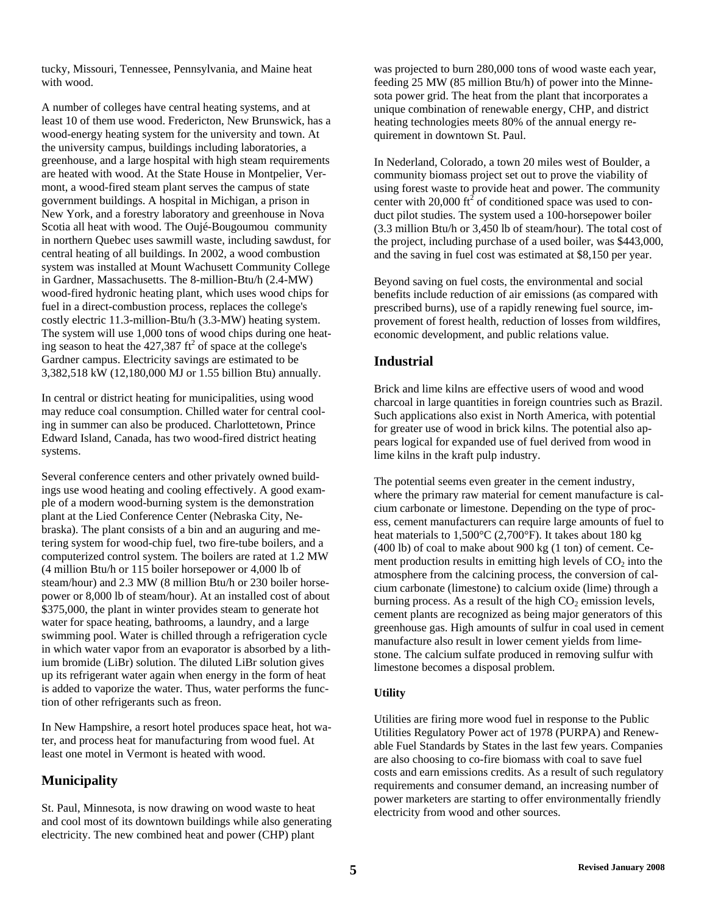tucky, Missouri, Tennessee, Pennsylvania, and Maine heat with wood.

A number of colleges have central heating systems, and at least 10 of them use wood. Fredericton, New Brunswick, has a wood-energy heating system for the university and town. At the university campus, buildings including laboratories, a greenhouse, and a large hospital with high steam requirements are heated with wood. At the State House in Montpelier, Vermont, a wood-fired steam plant serves the campus of state government buildings. A hospital in Michigan, a prison in New York, and a forestry laboratory and greenhouse in Nova Scotia all heat with wood. The Oujé-Bougoumou community in northern Quebec uses sawmill waste, including sawdust, for central heating of all buildings. In 2002, a wood combustion system was installed at Mount Wachusett Community College in Gardner, Massachusetts. The 8-million-Btu/h (2.4-MW) wood-fired hydronic heating plant, which uses wood chips for fuel in a direct-combustion process, replaces the college's costly electric 11.3-million-Btu/h (3.3-MW) heating system. The system will use 1,000 tons of wood chips during one heating season to heat the 427,387 $ft^2$ of space at the college's Gardner campus. Electricity savings are estimated to be 3,382,518 kW (12,180,000 MJ or 1.55 billion Btu) annually.

In central or district heating for municipalities, using wood may reduce coal consumption. Chilled water for central cooling in summer can also be produced. Charlottetown, Prince Edward Island, Canada, has two wood-fired district heating systems.

Several conference centers and other privately owned buildings use wood heating and cooling effectively. A good example of a modern wood-burning system is the demonstration plant at the Lied Conference Center (Nebraska City, Nebraska). The plant consists of a bin and an auguring and metering system for wood-chip fuel, two fire-tube boilers, and a computerized control system. The boilers are rated at 1.2 MW (4 million Btu/h or 115 boiler horsepower or 4,000 lb of steam/hour) and 2.3 MW (8 million Btu/h or 230 boiler horsepower or 8,000 lb of steam/hour). At an installed cost of about $375,000, the plant in winter provides steam to generate hot water for space heating, bathrooms, a laundry, and a large swimming pool. Water is chilled through a refrigeration cycle in which water vapor from an evaporator is absorbed by a lithium bromide (LiBr) solution. The diluted LiBr solution gives up its refrigerant water again when energy in the form of heat is added to vaporize the water. Thus, water performs the function of other refrigerants such as freon.

In New Hampshire, a resort hotel produces space heat, hot water, and process heat for manufacturing from wood fuel. At least one motel in Vermont is heated with wood.

## Municipality

St. Paul, Minnesota, is now drawing on wood waste to heat and cool most of its downtown buildings while also generating electricity. The new combined heat and power (CHP) plant was projected to burn 280,000 tons of wood waste each year, feeding 25 MW (85 million Btu/h) of power into the Minnesota power grid. The heat from the plant that incorporates a unique combination of renewable energy, CHP, and district heating technologies meets 80% of the annual energy requirement in downtown St. Paul.

In Nederland, Colorado, a town 20 miles west of Boulder, a community biomass project set out to prove the viability of using forest waste to provide heat and power. The community center with 20,000 $ft^2$ of conditioned space was used to conduct pilot studies. The system used a 100-horsepower boiler (3.3 million Btu/h or 3,450 lb of steam/hour). The total cost of the project, including purchase of a used boiler, was $443,000, and the saving in fuel cost was estimated at $8,150 per year.

Beyond saving on fuel costs, the environmental and social benefits include reduction of air emissions (as compared with prescribed burns), use of a rapidly renewing fuel source, improvement of forest health, reduction of losses from wildfires, economic development, and public relations value.

## Industrial

Brick and lime kilns are effective users of wood and wood charcoal in large quantities in foreign countries such as Brazil. Such applications also exist in North America, with potential for greater use of wood in brick kilns. The potential also appears logical for expanded use of fuel derived from wood in lime kilns in the kraft pulp industry.

The potential seems even greater in the cement industry, where the primary raw material for cement manufacture is calcium carbonate or limestone. Depending on the type of process, cement manufacturers can require large amounts of fuel to heat materials to 1,500°C (2,700°F). It takes about 180 kg (400 lb) of coal to make about 900 kg (1 ton) of cement. Cement production results in emitting high levels of $CO_2$ into the atmosphere from the calcining process, the conversion of calcium carbonate (limestone) to calcium oxide (lime) through a burning process. As a result of the high $CO_2$ emission levels, cement plants are recognized as being major generators of this greenhouse gas. High amounts of sulfur in coal used in cement manufacture also result in lower cement yields from limestone. The calcium sulfate produced in removing sulfur with limestone becomes a disposal problem.

### Utility

Utilities are firing more wood fuel in response to the Public Utilities Regulatory Power act of 1978 (PURPA) and Renewable Fuel Standards by States in the last few years. Companies are also choosing to co-fire biomass with coal to save fuel costs and earn emissions credits. As a result of such regulatory requirements and consumer demand, an increasing number of power marketers are starting to offer environmentally friendly electricity from wood and other sources.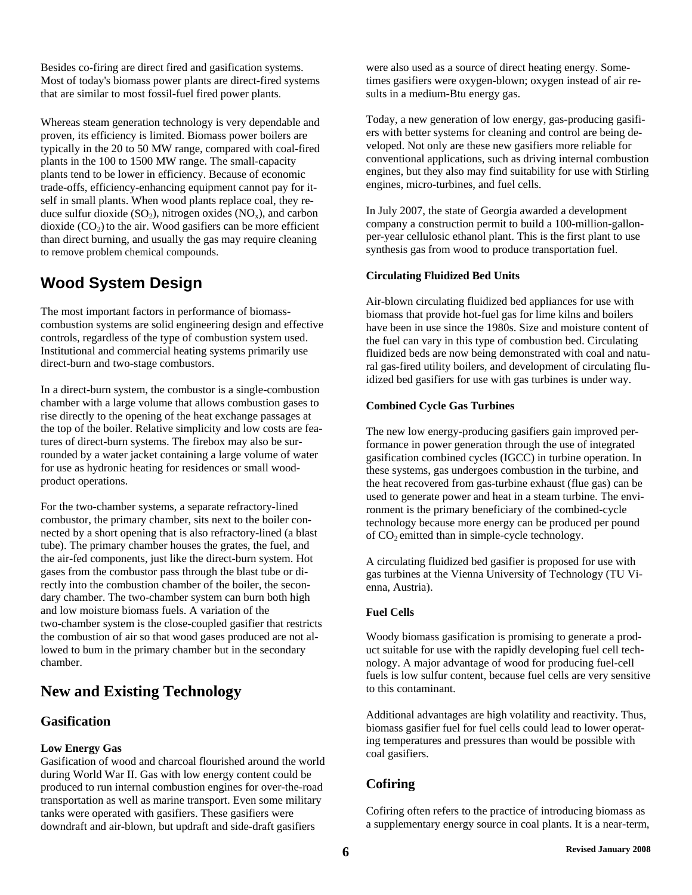Besides co-firing are direct fired and gasification systems. Most of today's biomass power plants are direct-fired systems that are similar to most fossil-fuel fired power plants.

Whereas steam generation technology is very dependable and proven, its efficiency is limited. Biomass power boilers are typically in the 20 to 50 MW range, compared with coal-fired plants in the 100 to 1500 MW range. The small-capacity plants tend to be lower in efficiency. Because of economic trade-offs, efficiency-enhancing equipment cannot pay for itself in small plants. When wood plants replace coal, they reduce sulfur dioxide ($SO_2$), nitrogen oxides ($NO_x$), and carbon dioxide ($CO_2$) to the air. Wood gasifiers can be more efficient than direct burning, and usually the gas may require cleaning to remove problem chemical compounds.

## Wood System Design

The most important factors in performance of biomass-combustion systems are solid engineering design and effective controls, regardless of the type of combustion system used. Institutional and commercial heating systems primarily use direct-burn and two-stage combustors.

In a direct-burn system, the combustor is a single-combustion chamber with a large volume that allows combustion gases to rise directly to the opening of the heat exchange passages at the top of the boiler. Relative simplicity and low costs are features of direct-burn systems. The firebox may also be surrounded by a water jacket containing a large volume of water for use as hydronic heating for residences or small wood-product operations.

For the two-chamber systems, a separate refractory-lined combustor, the primary chamber, sits next to the boiler connected by a short opening that is also refractory-lined (a blast tube). The primary chamber houses the grates, the fuel, and the air-fed components, just like the direct-burn system. Hot gases from the combustor pass through the blast tube or directly into the combustion chamber of the boiler, the secondary chamber. The two-chamber system can burn both high and low moisture biomass fuels. A variation of the two-chamber system is the close-coupled gasifier that restricts the combustion of air so that wood gases produced are not allowed to bum in the primary chamber but in the secondary chamber.

## New and Existing Technology

### Gasification

**Low Energy Gas**

Gasification of wood and charcoal flourished around the world during World War II. Gas with low energy content could be produced to run internal combustion engines for over-the-road transportation as well as marine transport. Even some military tanks were operated with gasifiers. These gasifiers were downdraft and air-blown, but updraft and side-draft gasifiers were also used as a source of direct heating energy. Sometimes gasifiers were oxygen-blown; oxygen instead of air results in a medium-Btu energy gas.

Today, a new generation of low energy, gas-producing gasifiers with better systems for cleaning and control are being developed. Not only are these new gasifiers more reliable for conventional applications, such as driving internal combustion engines, but they also may find suitability for use with Stirling engines, micro-turbines, and fuel cells.

In July 2007, the state of Georgia awarded a development company a construction permit to build a 100-million-gallon-per-year cellulosic ethanol plant. This is the first plant to use synthesis gas from wood to produce transportation fuel.

**Circulating Fluidized Bed Units**

Air-blown circulating fluidized bed appliances for use with biomass that provide hot-fuel gas for lime kilns and boilers have been in use since the 1980s. Size and moisture content of the fuel can vary in this type of combustion bed. Circulating fluidized beds are now being demonstrated with coal and natural gas-fired utility boilers, and development of circulating fluidized bed gasifiers for use with gas turbines is under way.

**Combined Cycle Gas Turbines**

The new low energy-producing gasifiers gain improved performance in power generation through the use of integrated gasification combined cycles (IGCC) in turbine operation. In these systems, gas undergoes combustion in the turbine, and the heat recovered from gas-turbine exhaust (flue gas) can be used to generate power and heat in a steam turbine. The environment is the primary beneficiary of the combined-cycle technology because more energy can be produced per pound of $CO_2$ emitted than in simple-cycle technology.

A circulating fluidized bed gasifier is proposed for use with gas turbines at the Vienna University of Technology (TU Vienna, Austria).

**Fuel Cells**

Woody biomass gasification is promising to generate a product suitable for use with the rapidly developing fuel cell technology. A major advantage of wood for producing fuel-cell fuels is low sulfur content, because fuel cells are very sensitive to this contaminant.

Additional advantages are high volatility and reactivity. Thus, biomass gasifier fuel for fuel cells could lead to lower operating temperatures and pressures than would be possible with coal gasifiers.

### Cofiring

Cofiring often refers to the practice of introducing biomass as a supplementary energy source in coal plants. It is a near-term,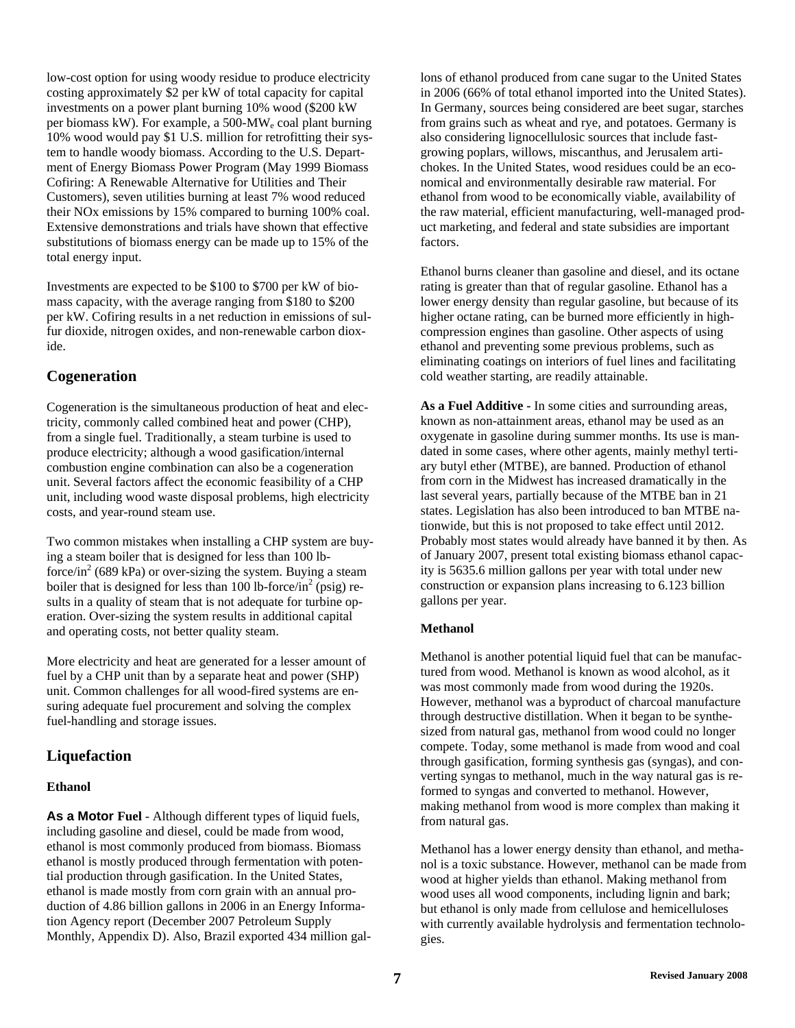low-cost option for using woody residue to produce electricity costing approximately \$2 per kW of total capacity for capital investments on a power plant burning 10% wood (\$200 kW per biomass kW). For example, a 500-$MW_e$ coal plant burning 10% wood would pay \$1 U.S. million for retrofitting their system to handle woody biomass. According to the U.S. Department of Energy Biomass Power Program (May 1999 Biomass Cofiring: A Renewable Alternative for Utilities and Their Customers), seven utilities burning at least 7% wood reduced their NOx emissions by 15% compared to burning 100% coal. Extensive demonstrations and trials have shown that effective substitutions of biomass energy can be made up to 15% of the total energy input.

Investments are expected to be \$100 to \$700 per kW of biomass capacity, with the average ranging from \$180 to \$200 per kW. Cofiring results in a net reduction in emissions of sulfur dioxide, nitrogen oxides, and non-renewable carbon dioxide.

## Cogeneration

Cogeneration is the simultaneous production of heat and electricity, commonly called combined heat and power (CHP), from a single fuel. Traditionally, a steam turbine is used to produce electricity; although a wood gasification/internal combustion engine combination can also be a cogeneration unit. Several factors affect the economic feasibility of a CHP unit, including wood waste disposal problems, high electricity costs, and year-round steam use.

Two common mistakes when installing a CHP system are buying a steam boiler that is designed for less than 100 lb-force/$in^2$ (689 kPa) or over-sizing the system. Buying a steam boiler that is designed for less than 100 lb-force/$in^2$ (psig) results in a quality of steam that is not adequate for turbine operation. Over-sizing the system results in additional capital and operating costs, not better quality steam.

More electricity and heat are generated for a lesser amount of fuel by a CHP unit than by a separate heat and power (SHP) unit. Common challenges for all wood-fired systems are ensuring adequate fuel procurement and solving the complex fuel-handling and storage issues.

## Liquefaction

### Ethanol

**As a Motor Fuel** - Although different types of liquid fuels, including gasoline and diesel, could be made from wood, ethanol is most commonly produced from biomass. Biomass ethanol is mostly produced through fermentation with potential production through gasification. In the United States, ethanol is made mostly from corn grain with an annual production of 4.86 billion gallons in 2006 in an Energy Information Agency report (December 2007 Petroleum Supply Monthly, Appendix D). Also, Brazil exported 434 million gallons of ethanol produced from cane sugar to the United States in 2006 (66% of total ethanol imported into the United States). In Germany, sources being considered are beet sugar, starches from grains such as wheat and rye, and potatoes. Germany is also considering lignocellulosic sources that include fast-growing poplars, willows, miscanthus, and Jerusalem artichokes. In the United States, wood residues could be an economical and environmentally desirable raw material. For ethanol from wood to be economically viable, availability of the raw material, efficient manufacturing, well-managed product marketing, and federal and state subsidies are important factors.

Ethanol burns cleaner than gasoline and diesel, and its octane rating is greater than that of regular gasoline. Ethanol has a lower energy density than regular gasoline, but because of its higher octane rating, can be burned more efficiently in high-compression engines than gasoline. Other aspects of using ethanol and preventing some previous problems, such as eliminating coatings on interiors of fuel lines and facilitating cold weather starting, are readily attainable.

**As a Fuel Additive** - In some cities and surrounding areas, known as non-attainment areas, ethanol may be used as an oxygenate in gasoline during summer months. Its use is mandated in some cases, where other agents, mainly methyl tertiary butyl ether (MTBE), are banned. Production of ethanol from corn in the Midwest has increased dramatically in the last several years, partially because of the MTBE ban in 21 states. Legislation has also been introduced to ban MTBE nationwide, but this is not proposed to take effect until 2012. Probably most states would already have banned it by then. As of January 2007, present total existing biomass ethanol capacity is 5635.6 million gallons per year with total under new construction or expansion plans increasing to 6.123 billion gallons per year.

### Methanol

Methanol is another potential liquid fuel that can be manufactured from wood. Methanol is known as wood alcohol, as it was most commonly made from wood during the 1920s. However, methanol was a byproduct of charcoal manufacture through destructive distillation. When it began to be synthesized from natural gas, methanol from wood could no longer compete. Today, some methanol is made from wood and coal through gasification, forming synthesis gas (syngas), and converting syngas to methanol, much in the way natural gas is reformed to syngas and converted to methanol. However, making methanol from wood is more complex than making it from natural gas.

Methanol has a lower energy density than ethanol, and methanol is a toxic substance. However, methanol can be made from wood at higher yields than ethanol. Making methanol from wood uses all wood components, including lignin and bark; but ethanol is only made from cellulose and hemicelluloses with currently available hydrolysis and fermentation technologies.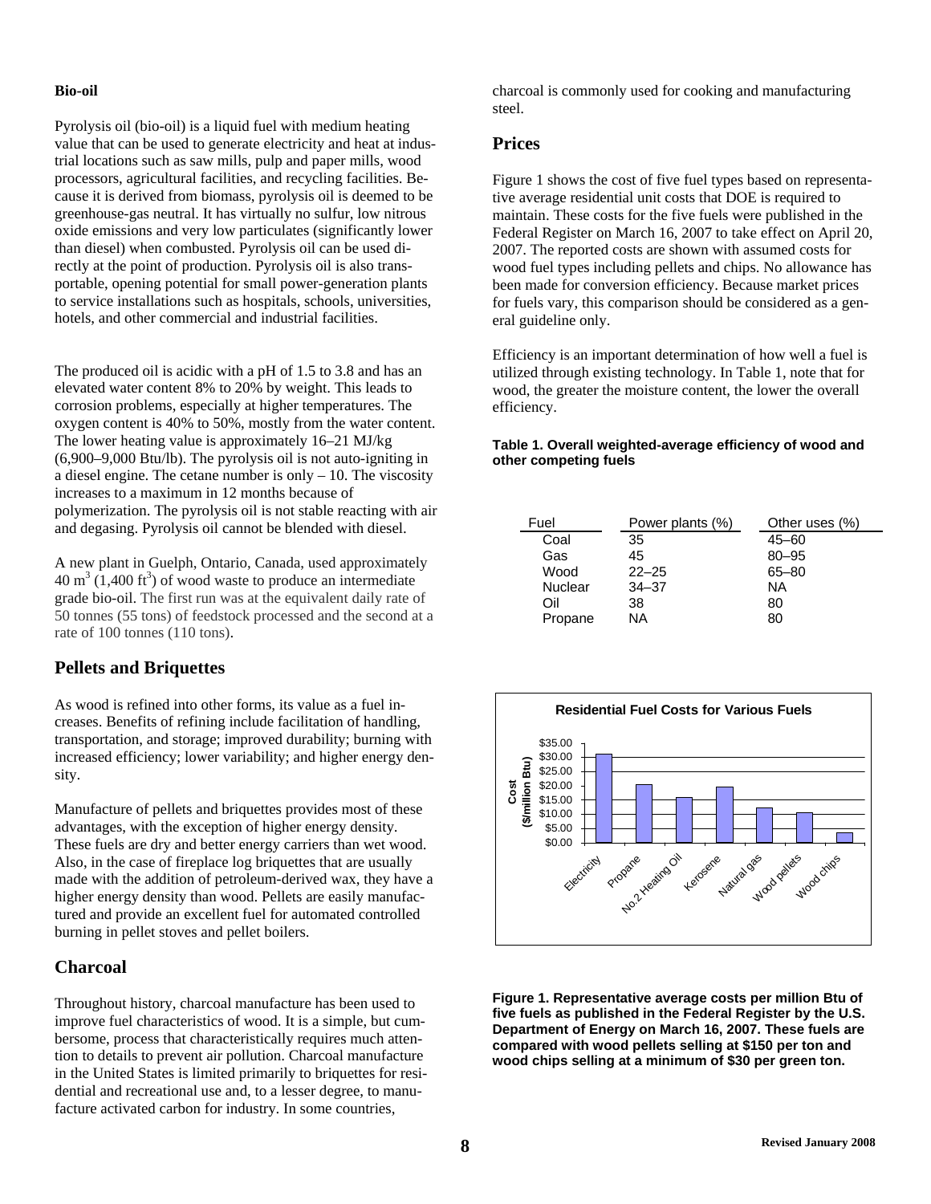**Bio-oil**

Pyrolysis oil (bio-oil) is a liquid fuel with medium heating value that can be used to generate electricity and heat at industrial locations such as saw mills, pulp and paper mills, wood processors, agricultural facilities, and recycling facilities. Because it is derived from biomass, pyrolysis oil is deemed to be greenhouse-gas neutral. It has virtually no sulfur, low nitrous oxide emissions and very low particulates (significantly lower than diesel) when combusted. Pyrolysis oil can be used directly at the point of production. Pyrolysis oil is also transportable, opening potential for small power-generation plants to service installations such as hospitals, schools, universities, hotels, and other commercial and industrial facilities.

The produced oil is acidic with a pH of 1.5 to 3.8 and has an elevated water content 8% to 20% by weight. This leads to corrosion problems, especially at higher temperatures. The oxygen content is 40% to 50%, mostly from the water content. The lower heating value is approximately 16–21 MJ/kg (6,900–9,000 Btu/lb). The pyrolysis oil is not auto-igniting in a diesel engine. The cetane number is only – 10. The viscosity increases to a maximum in 12 months because of polymerization. The pyrolysis oil is not stable reacting with air and degasing. Pyrolysis oil cannot be blended with diesel.

A new plant in Guelph, Ontario, Canada, used approximately 40 $m^3$ (1,400 $ft^3$) of wood waste to produce an intermediate grade bio-oil. The first run was at the equivalent daily rate of 50 tonnes (55 tons) of feedstock processed and the second at a rate of 100 tonnes (110 tons).

## Pellets and Briquettes

As wood is refined into other forms, its value as a fuel increases. Benefits of refining include facilitation of handling, transportation, and storage; improved durability; burning with increased efficiency; lower variability; and higher energy density.

Manufacture of pellets and briquettes provides most of these advantages, with the exception of higher energy density. These fuels are dry and better energy carriers than wet wood. Also, in the case of fireplace log briquettes that are usually made with the addition of petroleum-derived wax, they have a higher energy density than wood. Pellets are easily manufactured and provide an excellent fuel for automated controlled burning in pellet stoves and pellet boilers.

## Charcoal

Throughout history, charcoal manufacture has been used to improve fuel characteristics of wood. It is a simple, but cumbersome, process that characteristically requires much attention to details to prevent air pollution. Charcoal manufacture in the United States is limited primarily to briquettes for residential and recreational use and, to a lesser degree, to manufacture activated carbon for industry. In some countries, charcoal is commonly used for cooking and manufacturing steel.

## Prices

Figure 1 shows the cost of five fuel types based on representative average residential unit costs that DOE is required to maintain. These costs for the five fuels were published in the Federal Register on March 16, 2007 to take effect on April 20, 2007. The reported costs are shown with assumed costs for wood fuel types including pellets and chips. No allowance has been made for conversion efficiency. Because market prices for fuels vary, this comparison should be considered as a general guideline only.

Efficiency is an important determination of how well a fuel is utilized through existing technology. In Table 1, note that for wood, the greater the moisture content, the lower the overall efficiency.

**Table 1. Overall weighted-average efficiency of wood and other competing fuels**

| Fuel | Power plants (%) | Other uses (%) |
|---|---|---|
| Coal | 35 | 45–60 |
| Gas | 45 | 80–95 |
| Wood | 22–25 | 65–80 |
| Nuclear | 34–37 | NA |
| Oil | 38 | 80 |
| Propane | NA | 80 |

**Residential Fuel Costs for Various Fuels**

Cost ($/million Btu): Electricity, Propane, No.2 Heating Oil, Kerosene, Natural gas, Wood pellets, Wood chips

**Figure 1. Representative average costs per million Btu of five fuels as published in the Federal Register by the U.S. Department of Energy on March 16, 2007. These fuels are compared with wood pellets selling at $150 per ton and wood chips selling at a minimum of $30 per green ton.**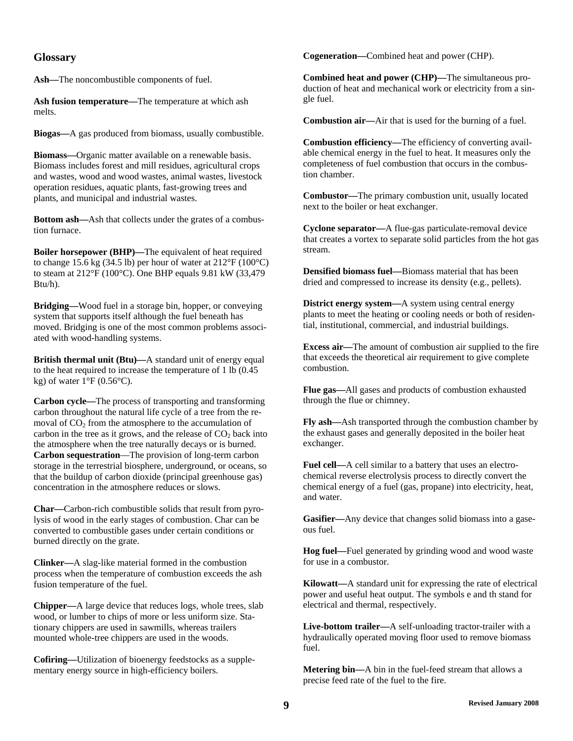## Glossary

**Ash—**The noncombustible components of fuel.

**Ash fusion temperature—**The temperature at which ash melts.

**Biogas—**A gas produced from biomass, usually combustible.

**Biomass—**Organic matter available on a renewable basis. Biomass includes forest and mill residues, agricultural crops and wastes, wood and wood wastes, animal wastes, livestock operation residues, aquatic plants, fast-growing trees and plants, and municipal and industrial wastes.

**Bottom ash—**Ash that collects under the grates of a combustion furnace.

**Boiler horsepower (BHP)—**The equivalent of heat required to change 15.6 kg (34.5 lb) per hour of water at 212°F (100°C) to steam at 212°F (100°C). One BHP equals 9.81 kW (33,479 Btu/h).

**Bridging—**Wood fuel in a storage bin, hopper, or conveying system that supports itself although the fuel beneath has moved. Bridging is one of the most common problems associated with wood-handling systems.

**British thermal unit (Btu)—**A standard unit of energy equal to the heat required to increase the temperature of 1 lb (0.45 kg) of water 1°F (0.56°C).

**Carbon cycle—**The process of transporting and transforming carbon throughout the natural life cycle of a tree from the removal of $CO_2$ from the atmosphere to the accumulation of carbon in the tree as it grows, and the release of $CO_2$ back into the atmosphere when the tree naturally decays or is burned.

**Carbon sequestration**—The provision of long-term carbon storage in the terrestrial biosphere, underground, or oceans, so that the buildup of carbon dioxide (principal greenhouse gas) concentration in the atmosphere reduces or slows.

**Char—**Carbon-rich combustible solids that result from pyrolysis of wood in the early stages of combustion. Char can be converted to combustible gases under certain conditions or burned directly on the grate.

**Clinker—**A slag-like material formed in the combustion process when the temperature of combustion exceeds the ash fusion temperature of the fuel.

**Chipper—**A large device that reduces logs, whole trees, slab wood, or lumber to chips of more or less uniform size. Stationary chippers are used in sawmills, whereas trailers mounted whole-tree chippers are used in the woods.

**Cofiring—**Utilization of bioenergy feedstocks as a supplementary energy source in high-efficiency boilers.

**Cogeneration—**Combined heat and power (CHP).

**Combined heat and power (CHP)—**The simultaneous production of heat and mechanical work or electricity from a single fuel.

**Combustion air—**Air that is used for the burning of a fuel.

**Combustion efficiency—**The efficiency of converting available chemical energy in the fuel to heat. It measures only the completeness of fuel combustion that occurs in the combustion chamber.

**Combustor—**The primary combustion unit, usually located next to the boiler or heat exchanger.

**Cyclone separator—**A flue-gas particulate-removal device that creates a vortex to separate solid particles from the hot gas stream.

**Densified biomass fuel—**Biomass material that has been dried and compressed to increase its density (e.g., pellets).

**District energy system—**A system using central energy plants to meet the heating or cooling needs or both of residential, institutional, commercial, and industrial buildings.

**Excess air—**The amount of combustion air supplied to the fire that exceeds the theoretical air requirement to give complete combustion.

**Flue gas—**All gases and products of combustion exhausted through the flue or chimney.

**Fly ash—**Ash transported through the combustion chamber by the exhaust gases and generally deposited in the boiler heat exchanger.

**Fuel cell—**A cell similar to a battery that uses an electrochemical reverse electrolysis process to directly convert the chemical energy of a fuel (gas, propane) into electricity, heat, and water.

**Gasifier—**Any device that changes solid biomass into a gaseous fuel.

**Hog fuel—**Fuel generated by grinding wood and wood waste for use in a combustor.

**Kilowatt—**A standard unit for expressing the rate of electrical power and useful heat output. The symbols e and th stand for electrical and thermal, respectively.

**Live-bottom trailer—**A self-unloading tractor-trailer with a hydraulically operated moving floor used to remove biomass fuel.

**Metering bin—**A bin in the fuel-feed stream that allows a precise feed rate of the fuel to the fire.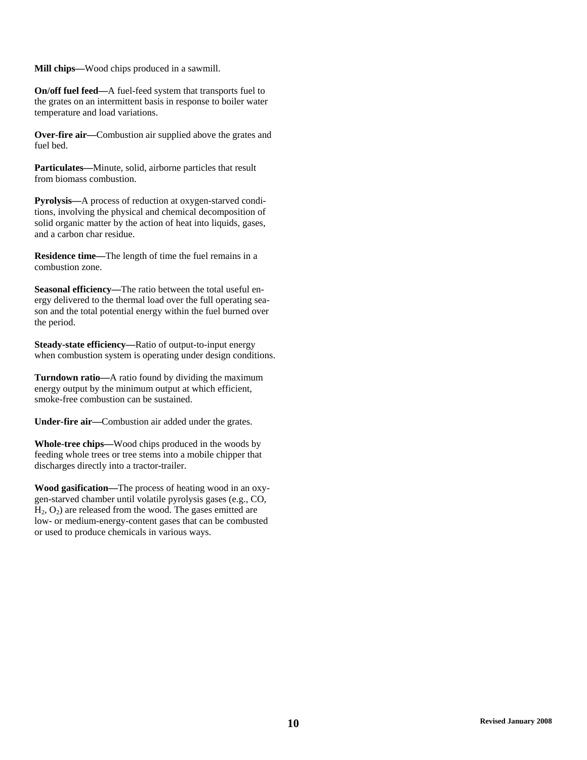**Mill chips—**Wood chips produced in a sawmill.

**On/off fuel feed—**A fuel-feed system that transports fuel to the grates on an intermittent basis in response to boiler water temperature and load variations.

**Over-fire air—**Combustion air supplied above the grates and fuel bed.

**Particulates—**Minute, solid, airborne particles that result from biomass combustion.

**Pyrolysis—**A process of reduction at oxygen-starved conditions, involving the physical and chemical decomposition of solid organic matter by the action of heat into liquids, gases, and a carbon char residue.

**Residence time—**The length of time the fuel remains in a combustion zone.

**Seasonal efficiency—**The ratio between the total useful energy delivered to the thermal load over the full operating season and the total potential energy within the fuel burned over the period.

**Steady-state efficiency—**Ratio of output-to-input energy when combustion system is operating under design conditions.

**Turndown ratio—**A ratio found by dividing the maximum energy output by the minimum output at which efficient, smoke-free combustion can be sustained.

**Under-fire air—**Combustion air added under the grates.

**Whole-tree chips—**Wood chips produced in the woods by feeding whole trees or tree stems into a mobile chipper that discharges directly into a tractor-trailer.

**Wood gasification—**The process of heating wood in an oxygen-starved chamber until volatile pyrolysis gases (e.g., CO, $H_2$, $O_2$) are released from the wood. The gases emitted are low- or medium-energy-content gases that can be combusted or used to produce chemicals in various ways.

Revised January 2008